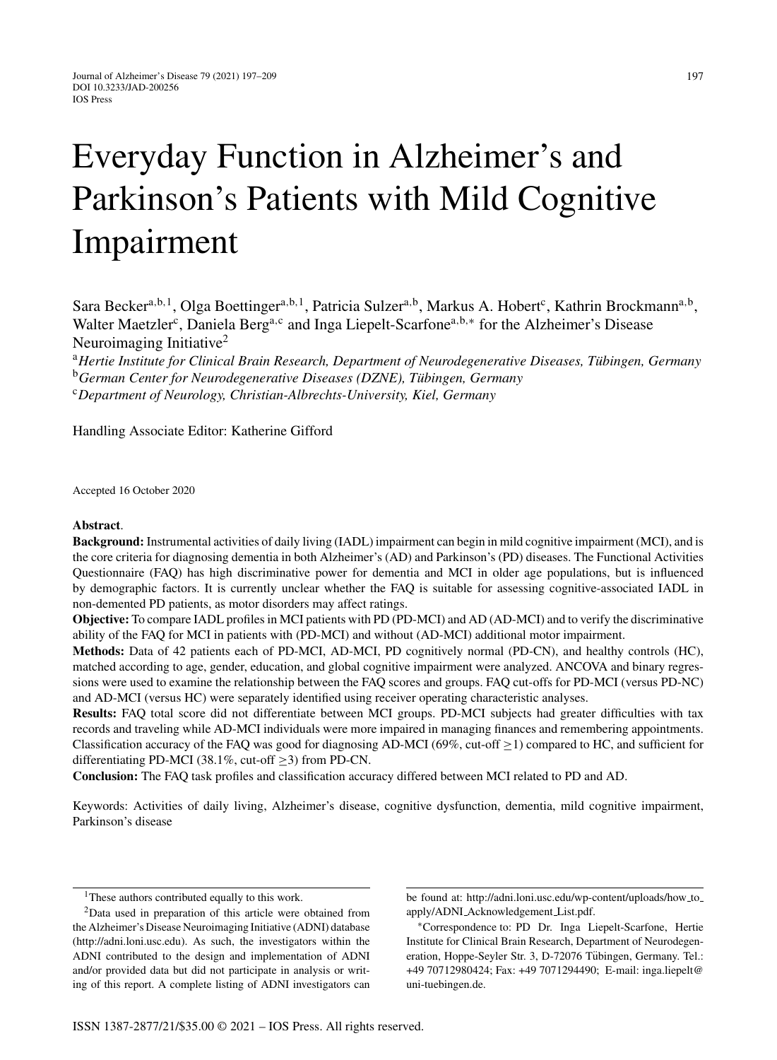# Everyday Function in Alzheimer's and Parkinson's Patients with Mild Cognitive Impairment

Sara Becker[a,b,1], Olga Boettinger[a,b,1], Patricia Sulzer[a,b], Markus A. Hobert[c], Kathrin Brockmann[a,b], Walter Maetzler[c], Daniela Berg[a,c] and Inga Liepelt-Scarfone[a,b,*] for the Alzheimer's Disease Neuroimaging Initiative[2]

[a] *Hertie Institute for Clinical Brain Research, Department of Neurodegenerative Diseases, Tübingen, Germany*
[b] *German Center for Neurodegenerative Diseases (DZNE), Tübingen, Germany*
[c] *Department of Neurology, Christian-Albrechts-University, Kiel, Germany*

Handling Associate Editor: Katherine Gifford

Accepted 16 October 2020

**Abstract**.

**Background:** Instrumental activities of daily living (IADL) impairment can begin in mild cognitive impairment (MCI), and is the core criteria for diagnosing dementia in both Alzheimer's (AD) and Parkinson's (PD) diseases. The Functional Activities Questionnaire (FAQ) has high discriminative power for dementia and MCI in older age populations, but is influenced by demographic factors. It is currently unclear whether the FAQ is suitable for assessing cognitive-associated IADL in non-demented PD patients, as motor disorders may affect ratings.

**Objective:** To compare IADL profiles in MCI patients with PD (PD-MCI) and AD (AD-MCI) and to verify the discriminative ability of the FAQ for MCI in patients with (PD-MCI) and without (AD-MCI) additional motor impairment.

**Methods:** Data of 42 patients each of PD-MCI, AD-MCI, PD cognitively normal (PD-CN), and healthy controls (HC), matched according to age, gender, education, and global cognitive impairment were analyzed. ANCOVA and binary regressions were used to examine the relationship between the FAQ scores and groups. FAQ cut-offs for PD-MCI (versus PD-NC) and AD-MCI (versus HC) were separately identified using receiver operating characteristic analyses.

**Results:** FAQ total score did not differentiate between MCI groups. PD-MCI subjects had greater difficulties with tax records and traveling while AD-MCI individuals were more impaired in managing finances and remembering appointments. Classification accuracy of the FAQ was good for diagnosing AD-MCI (69%, cut-off $\geq$1) compared to HC, and sufficient for differentiating PD-MCI (38.1%, cut-off $\geq$3) from PD-CN.

**Conclusion:** The FAQ task profiles and classification accuracy differed between MCI related to PD and AD.

Keywords: Activities of daily living, Alzheimer's disease, cognitive dysfunction, dementia, mild cognitive impairment, Parkinson's disease

---

[1] These authors contributed equally to this work.

[2] Data used in preparation of this article were obtained from the Alzheimer's Disease Neuroimaging Initiative (ADNI) database (http://adni.loni.usc.edu). As such, the investigators within the ADNI contributed to the design and implementation of ADNI and/or provided data but did not participate in analysis or writing of this report. A complete listing of ADNI investigators can be found at: http://adni.loni.usc.edu/wp-content/uploads/how_to_apply/ADNI_Acknowledgement_List.pdf.

*Correspondence to: PD Dr. Inga Liepelt-Scarfone, Hertie Institute for Clinical Brain Research, Department of Neurodegeneration, Hoppe-Seyler Str. 3, D-72076 Tübingen, Germany. Tel.: +49 70712980424; Fax: +49 7071294490; E-mail: inga.liepelt@uni-tuebingen.de.

ISSN 1387-2877/21/$35.00 © 2021 – IOS Press. All rights reserved.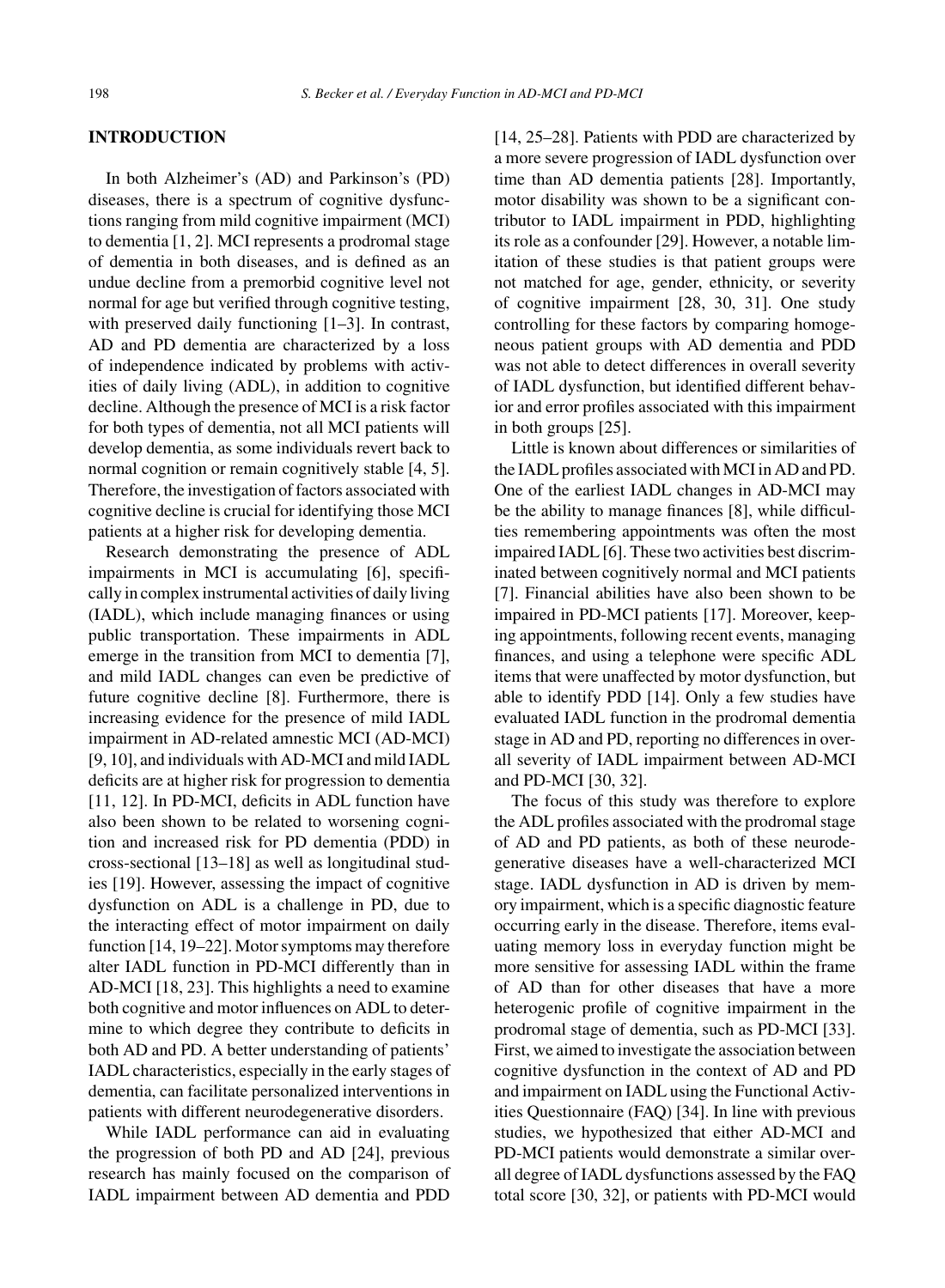## INTRODUCTION

In both Alzheimer's (AD) and Parkinson's (PD) diseases, there is a spectrum of cognitive dysfunctions ranging from mild cognitive impairment (MCI) to dementia [1, 2]. MCI represents a prodromal stage of dementia in both diseases, and is defined as an undue decline from a premorbid cognitive level not normal for age but verified through cognitive testing, with preserved daily functioning [1–3]. In contrast, AD and PD dementia are characterized by a loss of independence indicated by problems with activities of daily living (ADL), in addition to cognitive decline. Although the presence of MCI is a risk factor for both types of dementia, not all MCI patients will develop dementia, as some individuals revert back to normal cognition or remain cognitively stable [4, 5]. Therefore, the investigation of factors associated with cognitive decline is crucial for identifying those MCI patients at a higher risk for developing dementia.

Research demonstrating the presence of ADL impairments in MCI is accumulating [6], specifically in complex instrumental activities of daily living (IADL), which include managing finances or using public transportation. These impairments in ADL emerge in the transition from MCI to dementia [7], and mild IADL changes can even be predictive of future cognitive decline [8]. Furthermore, there is increasing evidence for the presence of mild IADL impairment in AD-related amnestic MCI (AD-MCI) [9, 10], and individuals with AD-MCI and mild IADL deficits are at higher risk for progression to dementia [11, 12]. In PD-MCI, deficits in ADL function have also been shown to be related to worsening cognition and increased risk for PD dementia (PDD) in cross-sectional [13–18] as well as longitudinal studies [19]. However, assessing the impact of cognitive dysfunction on ADL is a challenge in PD, due to the interacting effect of motor impairment on daily function [14, 19–22]. Motor symptoms may therefore alter IADL function in PD-MCI differently than in AD-MCI [18, 23]. This highlights a need to examine both cognitive and motor influences on ADL to determine to which degree they contribute to deficits in both AD and PD. A better understanding of patients' IADL characteristics, especially in the early stages of dementia, can facilitate personalized interventions in patients with different neurodegenerative disorders.

While IADL performance can aid in evaluating the progression of both PD and AD [24], previous research has mainly focused on the comparison of IADL impairment between AD dementia and PDD [14, 25–28]. Patients with PDD are characterized by a more severe progression of IADL dysfunction over time than AD dementia patients [28]. Importantly, motor disability was shown to be a significant contributor to IADL impairment in PDD, highlighting its role as a confounder [29]. However, a notable limitation of these studies is that patient groups were not matched for age, gender, ethnicity, or severity of cognitive impairment [28, 30, 31]. One study controlling for these factors by comparing homogeneous patient groups with AD dementia and PDD was not able to detect differences in overall severity of IADL dysfunction, but identified different behavior and error profiles associated with this impairment in both groups [25].

Little is known about differences or similarities of the IADL profiles associated with MCI in AD and PD. One of the earliest IADL changes in AD-MCI may be the ability to manage finances [8], while difficulties remembering appointments was often the most impaired IADL [6]. These two activities best discriminated between cognitively normal and MCI patients [7]. Financial abilities have also been shown to be impaired in PD-MCI patients [17]. Moreover, keeping appointments, following recent events, managing finances, and using a telephone were specific ADL items that were unaffected by motor dysfunction, but able to identify PDD [14]. Only a few studies have evaluated IADL function in the prodromal dementia stage in AD and PD, reporting no differences in overall severity of IADL impairment between AD-MCI and PD-MCI [30, 32].

The focus of this study was therefore to explore the ADL profiles associated with the prodromal stage of AD and PD patients, as both of these neurodegenerative diseases have a well-characterized MCI stage. IADL dysfunction in AD is driven by memory impairment, which is a specific diagnostic feature occurring early in the disease. Therefore, items evaluating memory loss in everyday function might be more sensitive for assessing IADL within the frame of AD than for other diseases that have a more heterogenic profile of cognitive impairment in the prodromal stage of dementia, such as PD-MCI [33]. First, we aimed to investigate the association between cognitive dysfunction in the context of AD and PD and impairment on IADL using the Functional Activities Questionnaire (FAQ) [34]. In line with previous studies, we hypothesized that either AD-MCI and PD-MCI patients would demonstrate a similar overall degree of IADL dysfunctions assessed by the FAQ total score [30, 32], or patients with PD-MCI would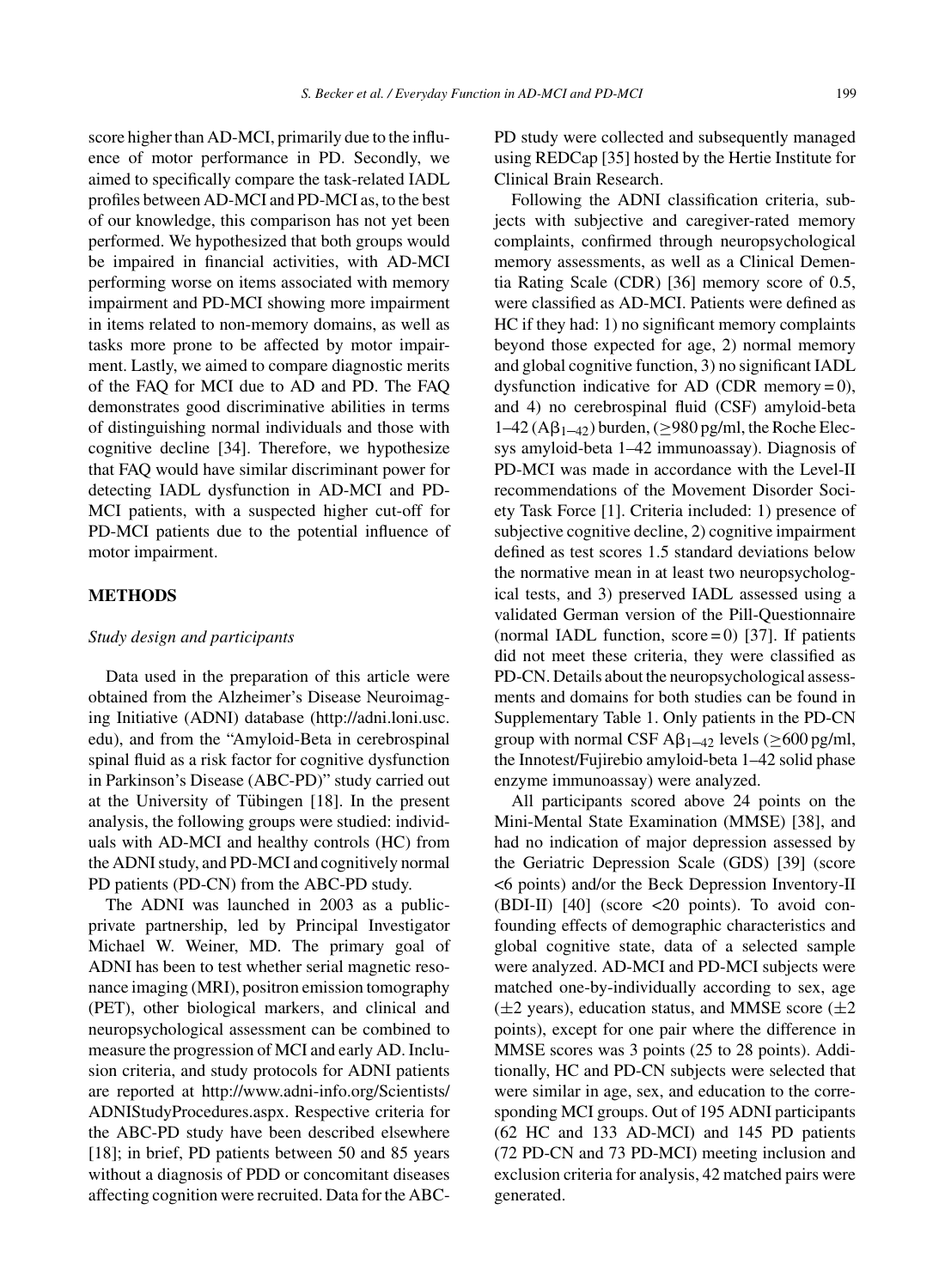score higher than AD-MCI, primarily due to the influence of motor performance in PD. Secondly, we aimed to specifically compare the task-related IADL profiles between AD-MCI and PD-MCI as, to the best of our knowledge, this comparison has not yet been performed. We hypothesized that both groups would be impaired in financial activities, with AD-MCI performing worse on items associated with memory impairment and PD-MCI showing more impairment in items related to non-memory domains, as well as tasks more prone to be affected by motor impairment. Lastly, we aimed to compare diagnostic merits of the FAQ for MCI due to AD and PD. The FAQ demonstrates good discriminative abilities in terms of distinguishing normal individuals and those with cognitive decline [34]. Therefore, we hypothesize that FAQ would have similar discriminant power for detecting IADL dysfunction in AD-MCI and PD-MCI patients, with a suspected higher cut-off for PD-MCI patients due to the potential influence of motor impairment.

## METHODS

### *Study design and participants*

Data used in the preparation of this article were obtained from the Alzheimer's Disease Neuroimaging Initiative (ADNI) database (http://adni.loni.usc.edu), and from the "Amyloid-Beta in cerebrospinal spinal fluid as a risk factor for cognitive dysfunction in Parkinson's Disease (ABC-PD)" study carried out at the University of Tübingen [18]. In the present analysis, the following groups were studied: individuals with AD-MCI and healthy controls (HC) from the ADNI study, and PD-MCI and cognitively normal PD patients (PD-CN) from the ABC-PD study.

The ADNI was launched in 2003 as a public-private partnership, led by Principal Investigator Michael W. Weiner, MD. The primary goal of ADNI has been to test whether serial magnetic resonance imaging (MRI), positron emission tomography (PET), other biological markers, and clinical and neuropsychological assessment can be combined to measure the progression of MCI and early AD. Inclusion criteria, and study protocols for ADNI patients are reported at http://www.adni-info.org/Scientists/ADNIStudyProcedures.aspx. Respective criteria for the ABC-PD study have been described elsewhere [18]; in brief, PD patients between 50 and 85 years without a diagnosis of PDD or concomitant diseases affecting cognition were recruited. Data for the ABC-PD study were collected and subsequently managed using REDCap [35] hosted by the Hertie Institute for Clinical Brain Research.

Following the ADNI classification criteria, subjects with subjective and caregiver-rated memory complaints, confirmed through neuropsychological memory assessments, as well as a Clinical Dementia Rating Scale (CDR) [36] memory score of 0.5, were classified as AD-MCI. Patients were defined as HC if they had: 1) no significant memory complaints beyond those expected for age, 2) normal memory and global cognitive function, 3) no significant IADL dysfunction indicative for AD (CDR memory = 0), and 4) no cerebrospinal fluid (CSF) amyloid-beta 1–42 ($A\beta_{1-42}$) burden, ($\geq$980 pg/ml, the Roche Elecsys amyloid-beta 1–42 immunoassay). Diagnosis of PD-MCI was made in accordance with the Level-II recommendations of the Movement Disorder Society Task Force [1]. Criteria included: 1) presence of subjective cognitive decline, 2) cognitive impairment defined as test scores 1.5 standard deviations below the normative mean in at least two neuropsychological tests, and 3) preserved IADL assessed using a validated German version of the Pill-Questionnaire (normal IADL function, score = 0) [37]. If patients did not meet these criteria, they were classified as PD-CN. Details about the neuropsychological assessments and domains for both studies can be found in Supplementary Table 1. Only patients in the PD-CN group with normal CSF $A\beta_{1-42}$ levels ($\geq$600 pg/ml, the Innotest/Fujirebio amyloid-beta 1–42 solid phase enzyme immunoassay) were analyzed.

All participants scored above 24 points on the Mini-Mental State Examination (MMSE) [38], and had no indication of major depression assessed by the Geriatric Depression Scale (GDS) [39] (score <6 points) and/or the Beck Depression Inventory-II (BDI-II) [40] (score <20 points). To avoid confounding effects of demographic characteristics and global cognitive state, data of a selected sample were analyzed. AD-MCI and PD-MCI subjects were matched one-by-individually according to sex, age ($\pm$2 years), education status, and MMSE score ($\pm$2 points), except for one pair where the difference in MMSE scores was 3 points (25 to 28 points). Additionally, HC and PD-CN subjects were selected that were similar in age, sex, and education to the corresponding MCI groups. Out of 195 ADNI participants (62 HC and 133 AD-MCI) and 145 PD patients (72 PD-CN and 73 PD-MCI) meeting inclusion and exclusion criteria for analysis, 42 matched pairs were generated.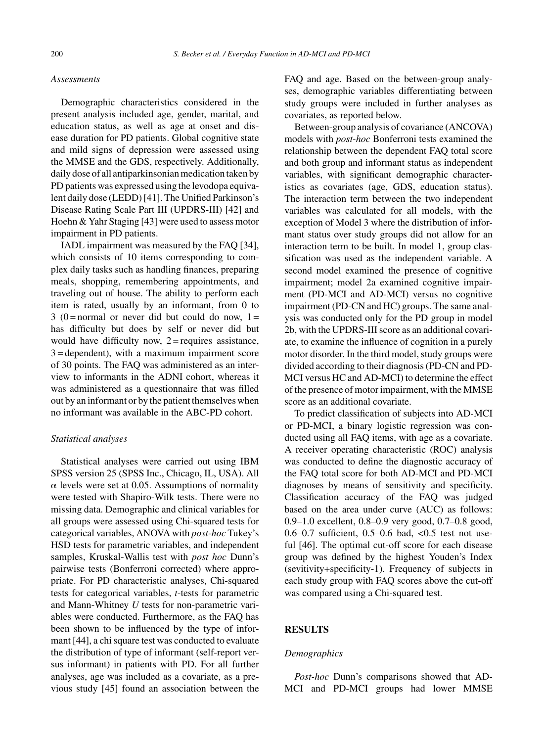### *Assessments*

Demographic characteristics considered in the present analysis included age, gender, marital, and education status, as well as age at onset and disease duration for PD patients. Global cognitive state and mild signs of depression were assessed using the MMSE and the GDS, respectively. Additionally, daily dose of all antiparkinsonian medication taken by PD patients was expressed using the levodopa equivalent daily dose (LEDD) [41]. The Unified Parkinson's Disease Rating Scale Part III (UPDRS-III) [42] and Hoehn & Yahr Staging [43] were used to assess motor impairment in PD patients.

IADL impairment was measured by the FAQ [34], which consists of 10 items corresponding to complex daily tasks such as handling finances, preparing meals, shopping, remembering appointments, and traveling out of house. The ability to perform each item is rated, usually by an informant, from 0 to 3 (0 = normal or never did but could do now, 1 = has difficulty but does by self or never did but would have difficulty now, 2 = requires assistance, 3 = dependent), with a maximum impairment score of 30 points. The FAQ was administered as an interview to informants in the ADNI cohort, whereas it was administered as a questionnaire that was filled out by an informant or by the patient themselves when no informant was available in the ABC-PD cohort.

### *Statistical analyses*

Statistical analyses were carried out using IBM SPSS version 25 (SPSS Inc., Chicago, IL, USA). All $\alpha$ levels were set at 0.05. Assumptions of normality were tested with Shapiro-Wilk tests. There were no missing data. Demographic and clinical variables for all groups were assessed using Chi-squared tests for categorical variables, ANOVA with *post-hoc* Tukey's HSD tests for parametric variables, and independent samples, Kruskal-Wallis test with *post hoc* Dunn's pairwise tests (Bonferroni corrected) where appropriate. For PD characteristic analyses, Chi-squared tests for categorical variables, *t*-tests for parametric and Mann-Whitney *U* tests for non-parametric variables were conducted. Furthermore, as the FAQ has been shown to be influenced by the type of informant [44], a chi square test was conducted to evaluate the distribution of type of informant (self-report versus informant) in patients with PD. For all further analyses, age was included as a covariate, as a previous study [45] found an association between the FAQ and age. Based on the between-group analyses, demographic variables differentiating between study groups were included in further analyses as covariates, as reported below.

Between-group analysis of covariance (ANCOVA) models with *post-hoc* Bonferroni tests examined the relationship between the dependent FAQ total score and both group and informant status as independent variables, with significant demographic characteristics as covariates (age, GDS, education status). The interaction term between the two independent variables was calculated for all models, with the exception of Model 3 where the distribution of informant status over study groups did not allow for an interaction term to be built. In model 1, group classification was used as the independent variable. A second model examined the presence of cognitive impairment; model 2a examined cognitive impairment (PD-MCI and AD-MCI) versus no cognitive impairment (PD-CN and HC) groups. The same analysis was conducted only for the PD group in model 2b, with the UPDRS-III score as an additional covariate, to examine the influence of cognition in a purely motor disorder. In the third model, study groups were divided according to their diagnosis (PD-CN and PD-MCI versus HC and AD-MCI) to determine the effect of the presence of motor impairment, with the MMSE score as an additional covariate.

To predict classification of subjects into AD-MCI or PD-MCI, a binary logistic regression was conducted using all FAQ items, with age as a covariate. A receiver operating characteristic (ROC) analysis was conducted to define the diagnostic accuracy of the FAQ total score for both AD-MCI and PD-MCI diagnoses by means of sensitivity and specificity. Classification accuracy of the FAQ was judged based on the area under curve (AUC) as follows: 0.9–1.0 excellent, 0.8–0.9 very good, 0.7–0.8 good, 0.6–0.7 sufficient, 0.5–0.6 bad, <0.5 test not useful [46]. The optimal cut-off score for each disease group was defined by the highest Youden's Index (sevitivity+specificity-1). Frequency of subjects in each study group with FAQ scores above the cut-off was compared using a Chi-squared test.

## RESULTS

### *Demographics*

*Post-hoc* Dunn's comparisons showed that AD-MCI and PD-MCI groups had lower MMSE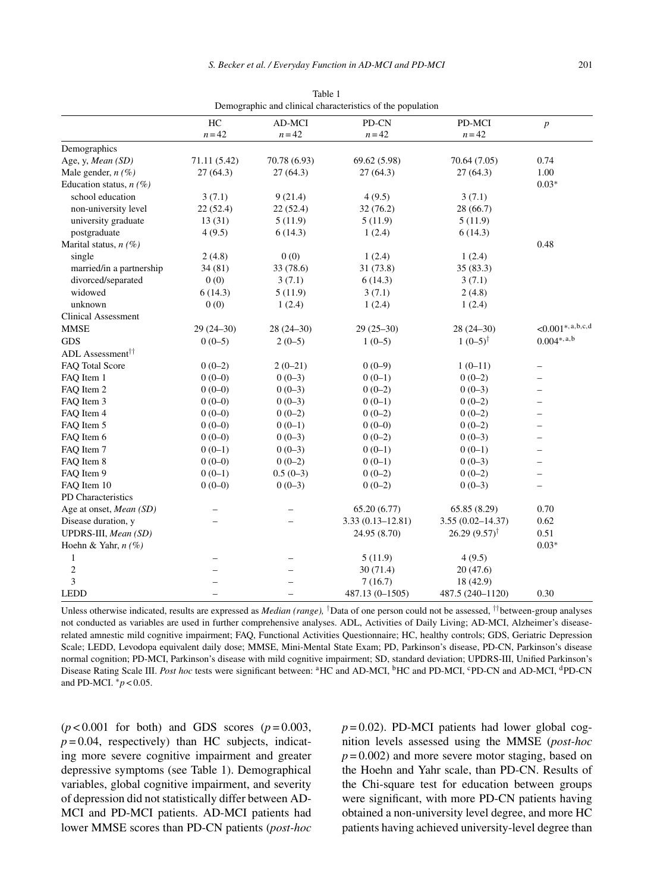Table 1
Demographic and clinical characteristics of the population

| | HC $n = 42$ | AD-MCI $n = 42$ | PD-CN $n = 42$ | PD-MCI $n = 42$ | $p$ |
|---|---|---|---|---|---|
| Demographics | | | | | |
| Age, y, *Mean (SD)* | 71.11 (5.42) | 70.78 (6.93) | 69.62 (5.98) | 70.64 (7.05) | 0.74 |
| Male gender, *n (%)* | 27 (64.3) | 27 (64.3) | 27 (64.3) | 27 (64.3) | 1.00 |
| Education status, *n (%)* | | | | | 0.03* |
| school education | 3 (7.1) | 9 (21.4) | 4 (9.5) | 3 (7.1) | |
| non-university level | 22 (52.4) | 22 (52.4) | 32 (76.2) | 28 (66.7) | |
| university graduate | 13 (31) | 5 (11.9) | 5 (11.9) | 5 (11.9) | |
| postgraduate | 4 (9.5) | 6 (14.3) | 1 (2.4) | 6 (14.3) | |
| Marital status, *n (%)* | | | | | 0.48 |
| single | 2 (4.8) | 0 (0) | 1 (2.4) | 1 (2.4) | |
| married/in a partnership | 34 (81) | 33 (78.6) | 31 (73.8) | 35 (83.3) | |
| divorced/separated | 0 (0) | 3 (7.1) | 6 (14.3) | 3 (7.1) | |
| widowed | 6 (14.3) | 5 (11.9) | 3 (7.1) | 2 (4.8) | |
| unknown | 0 (0) | 1 (2.4) | 1 (2.4) | 1 (2.4) | |
| Clinical Assessment | | | | | |
| MMSE | 29 (24–30) | 28 (24–30) | 29 (25–30) | 28 (24–30) | <0.001*, a,b,c,d |
| GDS | 0 (0–5) | 2 (0–5) | 1 (0–5) | 1 (0–5)† | 0.004*, a,b |
| ADL Assessment†† | | | | | |
| FAQ Total Score | 0 (0–2) | 2 (0–21) | 0 (0–9) | 1 (0–11) | – |
| FAQ Item 1 | 0 (0–0) | 0 (0–3) | 0 (0–1) | 0 (0–2) | – |
| FAQ Item 2 | 0 (0–0) | 0 (0–3) | 0 (0–2) | 0 (0–3) | – |
| FAQ Item 3 | 0 (0–0) | 0 (0–3) | 0 (0–1) | 0 (0–2) | – |
| FAQ Item 4 | 0 (0–0) | 0 (0–2) | 0 (0–2) | 0 (0–2) | – |
| FAQ Item 5 | 0 (0–0) | 0 (0–1) | 0 (0–0) | 0 (0–2) | – |
| FAQ Item 6 | 0 (0–0) | 0 (0–3) | 0 (0–2) | 0 (0–3) | – |
| FAQ Item 7 | 0 (0–1) | 0 (0–3) | 0 (0–1) | 0 (0–1) | – |
| FAQ Item 8 | 0 (0–0) | 0 (0–2) | 0 (0–1) | 0 (0–3) | – |
| FAQ Item 9 | 0 (0–1) | 0.5 (0–3) | 0 (0–2) | 0 (0–2) | – |
| FAQ Item 10 | 0 (0–0) | 0 (0–3) | 0 (0–2) | 0 (0–3) | – |
| PD Characteristics | | | | | |
| Age at onset, *Mean (SD)* | – | – | 65.20 (6.77) | 65.85 (8.29) | 0.70 |
| Disease duration, y | – | – | 3.33 (0.13–12.81) | 3.55 (0.02–14.37) | 0.62 |
| UPDRS-III, *Mean (SD)* | | | 24.95 (8.70) | 26.29 (9.57)† | 0.51 |
| Hoehn & Yahr, *n (%)* | | | | | 0.03* |
| 1 | – | – | 5 (11.9) | 4 (9.5) | |
| 2 | – | – | 30 (71.4) | 20 (47.6) | |
| 3 | – | – | 7 (16.7) | 18 (42.9) | |
| LEDD | – | – | 487.13 (0–1505) | 487.5 (240–1120) | 0.30 |

Unless otherwise indicated, results are expressed as *Median (range),* †Data of one person could not be assessed, ††between-group analyses not conducted as variables are used in further comprehensive analyses. ADL, Activities of Daily Living; AD-MCI, Alzheimer's disease-related amnestic mild cognitive impairment; FAQ, Functional Activities Questionnaire; HC, healthy controls; GDS, Geriatric Depression Scale; LEDD, Levodopa equivalent daily dose; MMSE, Mini-Mental State Exam; PD, Parkinson's disease, PD-CN, Parkinson's disease normal cognition; PD-MCI, Parkinson's disease with mild cognitive impairment; SD, standard deviation; UPDRS-III, Unified Parkinson's Disease Rating Scale III. *Post hoc* tests were significant between: [a]HC and AD-MCI, [b]HC and PD-MCI, [c]PD-CN and AD-MCI, [d]PD-CN and PD-MCI. *$p < 0.05$.

($p < 0.001$ for both) and GDS scores ($p = 0.003$, $p = 0.04$, respectively) than HC subjects, indicating more severe cognitive impairment and greater depressive symptoms (see Table 1). Demographical variables, global cognitive impairment, and severity of depression did not statistically differ between AD-MCI and PD-MCI patients. AD-MCI patients had lower MMSE scores than PD-CN patients (*post-hoc* $p = 0.02$). PD-MCI patients had lower global cognition levels assessed using the MMSE (*post-hoc* $p = 0.002$) and more severe motor staging, based on the Hoehn and Yahr scale, than PD-CN. Results of the Chi-square test for education between groups were significant, with more PD-CN patients having obtained a non-university level degree, and more HC patients having achieved university-level degree than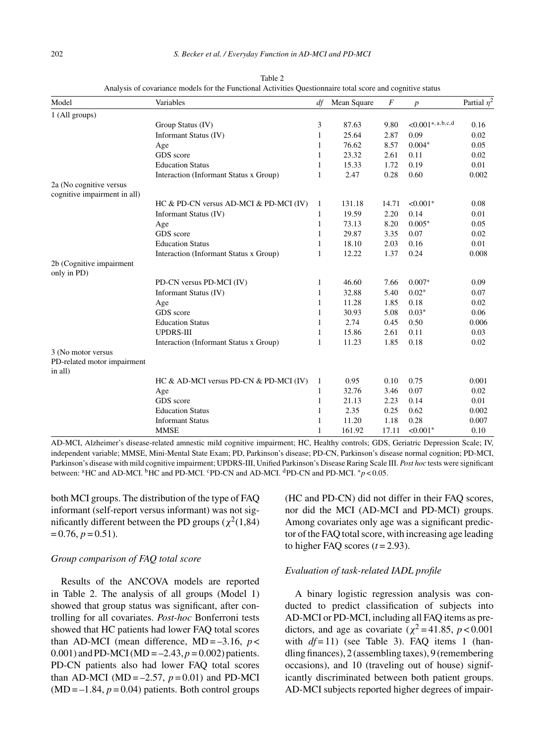Table 2
Analysis of covariance models for the Functional Activities Questionnaire total score and cognitive status

| Model | Variables | *df* | Mean Square | *F* | *p* | Partial $\eta^2$ |
|---|---|---|---|---|---|---|
| 1 (All groups) | | | | | | |
| | Group Status (IV) | 3 | 87.63 | 9.80 | <0.001*, a, b, c, d | 0.16 |
| | Informant Status (IV) | 1 | 25.64 | 2.87 | 0.09 | 0.02 |
| | Age | 1 | 76.62 | 8.57 | 0.004* | 0.05 |
| | GDS score | 1 | 23.32 | 2.61 | 0.11 | 0.02 |
| | Education Status | 1 | 15.33 | 1.72 | 0.19 | 0.01 |
| | Interaction (Informant Status x Group) | 1 | 2.47 | 0.28 | 0.60 | 0.002 |
| 2a (No cognitive versus cognitive impairment in all) | | | | | | |
| | HC & PD-CN versus AD-MCI & PD-MCI (IV) | 1 | 131.18 | 14.71 | <0.001* | 0.08 |
| | Informant Status (IV) | 1 | 19.59 | 2.20 | 0.14 | 0.01 |
| | Age | 1 | 73.13 | 8.20 | 0.005* | 0.05 |
| | GDS score | 1 | 29.87 | 3.35 | 0.07 | 0.02 |
| | Education Status | 1 | 18.10 | 2.03 | 0.16 | 0.01 |
| | Interaction (Informant Status x Group) | 1 | 12.22 | 1.37 | 0.24 | 0.008 |
| 2b (Cognitive impairment only in PD) | | | | | | |
| | PD-CN versus PD-MCI (IV) | 1 | 46.60 | 7.66 | 0.007* | 0.09 |
| | Informant Status (IV) | 1 | 32.88 | 5.40 | 0.02* | 0.07 |
| | Age | 1 | 11.28 | 1.85 | 0.18 | 0.02 |
| | GDS score | 1 | 30.93 | 5.08 | 0.03* | 0.06 |
| | Education Status | 1 | 2.74 | 0.45 | 0.50 | 0.006 |
| | UPDRS-III | 1 | 15.86 | 2.61 | 0.11 | 0.03 |
| | Interaction (Informant Status x Group) | 1 | 11.23 | 1.85 | 0.18 | 0.02 |
| 3 (No motor versus PD-related motor impairment in all) | | | | | | |
| | HC & AD-MCI versus PD-CN & PD-MCI (IV) | 1 | 0.95 | 0.10 | 0.75 | 0.001 |
| | Age | 1 | 32.76 | 3.46 | 0.07 | 0.02 |
| | GDS score | 1 | 21.13 | 2.23 | 0.14 | 0.01 |
| | Education Status | 1 | 2.35 | 0.25 | 0.62 | 0.002 |
| | Informant Status | 1 | 11.20 | 1.18 | 0.28 | 0.007 |
| | MMSE | 1 | 161.92 | 17.11 | <0.001* | 0.10 |

AD-MCI, Alzheimer's disease-related amnestic mild cognitive impairment; HC, Healthy controls; GDS, Geriatric Depression Scale; IV, independent variable; MMSE, Mini-Mental State Exam; PD, Parkinson's disease; PD-CN, Parkinson's disease normal cognition; PD-MCI, Parkinson's disease with mild cognitive impairment; UPDRS-III, Unified Parkinson's Disease Raring Scale III. *Post hoc* tests were significant between: [a]HC and AD-MCI. [b]HC and PD-MCI. [c]PD-CN and AD-MCI. [d]PD-CN and PD-MCI. *$p < 0.05$.

both MCI groups. The distribution of the type of FAQ informant (self-report versus informant) was not significantly different between the PD groups ($\chi^2(1,84) = 0.76$, $p = 0.51$).

### Group comparison of FAQ total score

Results of the ANCOVA models are reported in Table 2. The analysis of all groups (Model 1) showed that group status was significant, after controlling for all covariates. *Post-hoc* Bonferroni tests showed that HC patients had lower FAQ total scores than AD-MCI (mean difference, MD = –3.16, $p < 0.001$) and PD-MCI (MD = –2.43, $p = 0.002$) patients. PD-CN patients also had lower FAQ total scores than AD-MCI (MD = –2.57, $p = 0.01$) and PD-MCI (MD = –1.84, $p = 0.04$) patients. Both control groups (HC and PD-CN) did not differ in their FAQ scores, nor did the MCI (AD-MCI and PD-MCI) groups. Among covariates only age was a significant predictor of the FAQ total score, with increasing age leading to higher FAQ scores ($t = 2.93$).

### Evaluation of task-related IADL profile

A binary logistic regression analysis was conducted to predict classification of subjects into AD-MCI or PD-MCI, including all FAQ items as predictors, and age as covariate ($\chi^2 = 41.85$, $p < 0.001$ with $df = 11$) (see Table 3). FAQ items 1 (handling finances), 2 (assembling taxes), 9 (remembering occasions), and 10 (traveling out of house) significantly discriminated between both patient groups. AD-MCI subjects reported higher degrees of impair-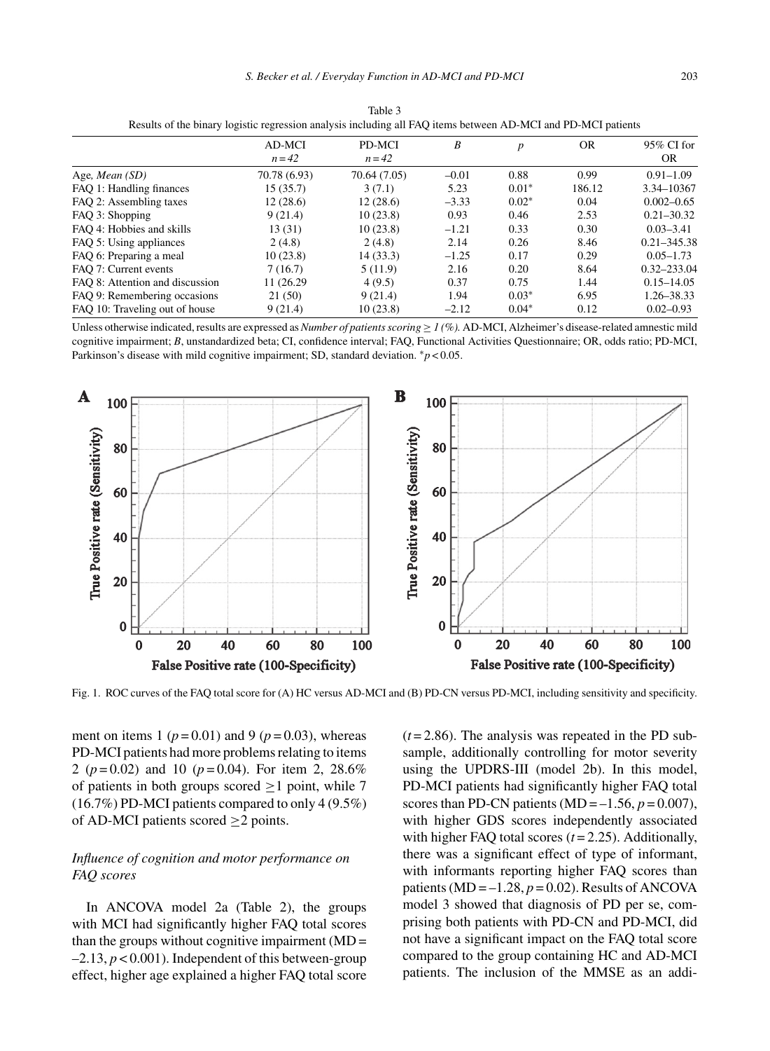Table 3
Results of the binary logistic regression analysis including all FAQ items between AD-MCI and PD-MCI patients

| | AD-MCI $n=42$ | PD-MCI $n=42$ | $B$ | $p$ | OR | 95% CI for OR |
|---|---|---|---|---|---|---|
| Age, *Mean (SD)* | 70.78 (6.93) | 70.64 (7.05) | –0.01 | 0.88 | 0.99 | 0.91–1.09 |
| FAQ 1: Handling finances | 15 (35.7) | 3 (7.1) | 5.23 | 0.01* | 186.12 | 3.34–10367 |
| FAQ 2: Assembling taxes | 12 (28.6) | 12 (28.6) | –3.33 | 0.02* | 0.04 | 0.002–0.65 |
| FAQ 3: Shopping | 9 (21.4) | 10 (23.8) | 0.93 | 0.46 | 2.53 | 0.21–30.32 |
| FAQ 4: Hobbies and skills | 13 (31) | 10 (23.8) | –1.21 | 0.33 | 0.30 | 0.03–3.41 |
| FAQ 5: Using appliances | 2 (4.8) | 2 (4.8) | 2.14 | 0.26 | 8.46 | 0.21–345.38 |
| FAQ 6: Preparing a meal | 10 (23.8) | 14 (33.3) | –1.25 | 0.17 | 0.29 | 0.05–1.73 |
| FAQ 7: Current events | 7 (16.7) | 5 (11.9) | 2.16 | 0.20 | 8.64 | 0.32–233.04 |
| FAQ 8: Attention and discussion | 11 (26.29 | 4 (9.5) | 0.37 | 0.75 | 1.44 | 0.15–14.05 |
| FAQ 9: Remembering occasions | 21 (50) | 9 (21.4) | 1.94 | 0.03* | 6.95 | 1.26–38.33 |
| FAQ 10: Traveling out of house | 9 (21.4) | 10 (23.8) | –2.12 | 0.04* | 0.12 | 0.02–0.93 |

Unless otherwise indicated, results are expressed as *Number of patients scoring ≥ 1 (%)*. AD-MCI, Alzheimer's disease-related amnestic mild cognitive impairment; *B*, unstandardized beta; CI, confidence interval; FAQ, Functional Activities Questionnaire; OR, odds ratio; PD-MCI, Parkinson's disease with mild cognitive impairment; SD, standard deviation. *$p<0.05$.

Fig. 1. ROC curves of the FAQ total score for (A) HC versus AD-MCI and (B) PD-CN versus PD-MCI, including sensitivity and specificity.

ment on items 1 ($p=0.01$) and 9 ($p=0.03$), whereas PD-MCI patients had more problems relating to items 2 ($p=0.02$) and 10 ($p=0.04$). For item 2, 28.6% of patients in both groups scored ≥1 point, while 7 (16.7%) PD-MCI patients compared to only 4 (9.5%) of AD-MCI patients scored ≥2 points.

### *Influence of cognition and motor performance on FAQ scores*

In ANCOVA model 2a (Table 2), the groups with MCI had significantly higher FAQ total scores than the groups without cognitive impairment (MD = –2.13, $p<0.001$). Independent of this between-group effect, higher age explained a higher FAQ total score ($t=2.86$). The analysis was repeated in the PD subsample, additionally controlling for motor severity using the UPDRS-III (model 2b). In this model, PD-MCI patients had significantly higher FAQ total scores than PD-CN patients (MD = –1.56, $p=0.007$), with higher GDS scores independently associated with higher FAQ total scores ($t=2.25$). Additionally, there was a significant effect of type of informant, with informants reporting higher FAQ scores than patients (MD = –1.28, $p=0.02$). Results of ANCOVA model 3 showed that diagnosis of PD per se, comprising both patients with PD-CN and PD-MCI, did not have a significant impact on the FAQ total score compared to the group containing HC and AD-MCI patients. The inclusion of the MMSE as an addi-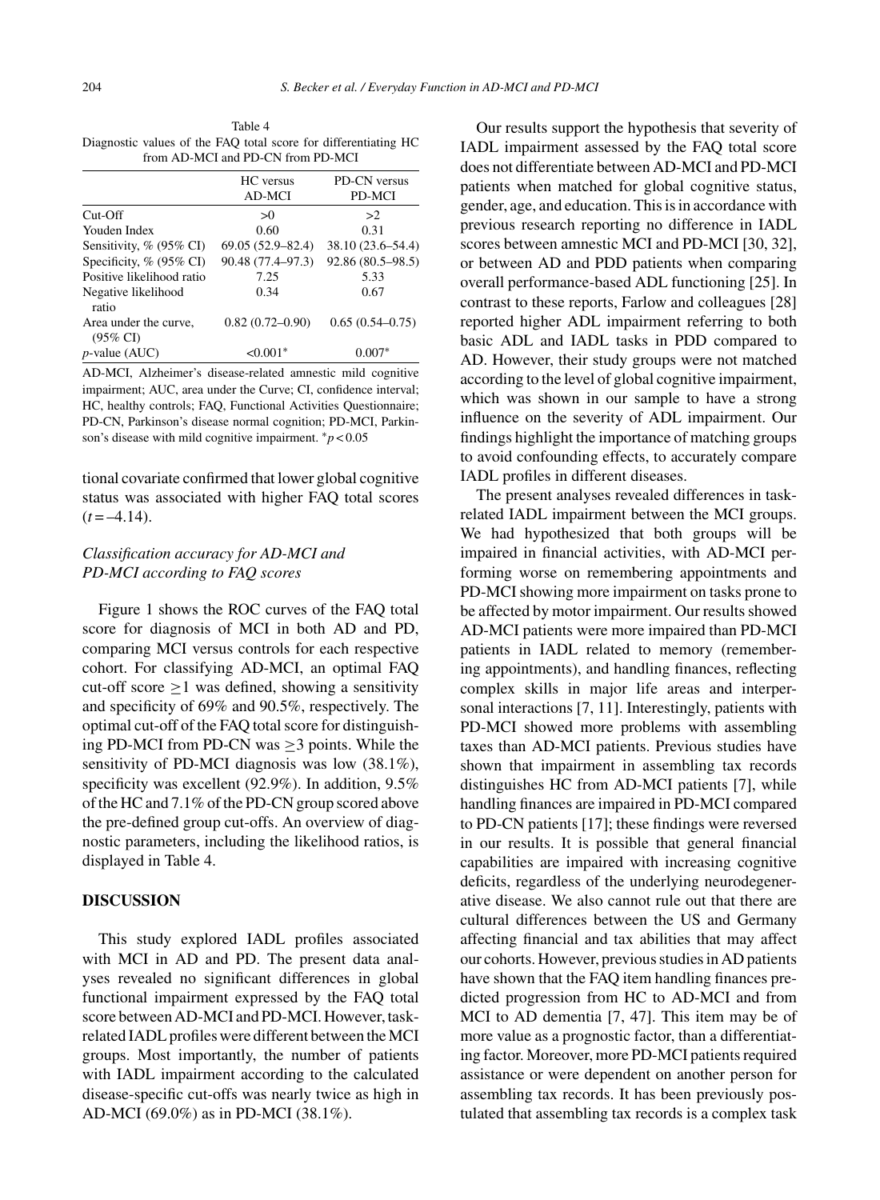Table 4
Diagnostic values of the FAQ total score for differentiating HC from AD-MCI and PD-CN from PD-MCI

| | HC versus AD-MCI | PD-CN versus PD-MCI |
|---|---|---|
| Cut-Off | >0 | >2 |
| Youden Index | 0.60 | 0.31 |
| Sensitivity, % (95% CI) | 69.05 (52.9–82.4) | 38.10 (23.6–54.4) |
| Specificity, % (95% CI) | 90.48 (77.4–97.3) | 92.86 (80.5–98.5) |
| Positive likelihood ratio | 7.25 | 5.33 |
| Negative likelihood ratio | 0.34 | 0.67 |
| Area under the curve, (95% CI) | 0.82 (0.72–0.90) | 0.65 (0.54–0.75) |
| $p$-value (AUC) | <0.001* | 0.007* |

AD-MCI, Alzheimer's disease-related amnestic mild cognitive impairment; AUC, area under the Curve; CI, confidence interval; HC, healthy controls; FAQ, Functional Activities Questionnaire; PD-CN, Parkinson's disease normal cognition; PD-MCI, Parkinson's disease with mild cognitive impairment. *$p < 0.05$

tional covariate confirmed that lower global cognitive status was associated with higher FAQ total scores ($t = -4.14$).

### *Classification accuracy for AD-MCI and PD-MCI according to FAQ scores*

Figure 1 shows the ROC curves of the FAQ total score for diagnosis of MCI in both AD and PD, comparing MCI versus controls for each respective cohort. For classifying AD-MCI, an optimal FAQ cut-off score $\geq 1$ was defined, showing a sensitivity and specificity of 69% and 90.5%, respectively. The optimal cut-off of the FAQ total score for distinguishing PD-MCI from PD-CN was $\geq 3$ points. While the sensitivity of PD-MCI diagnosis was low (38.1%), specificity was excellent (92.9%). In addition, 9.5% of the HC and 7.1% of the PD-CN group scored above the pre-defined group cut-offs. An overview of diagnostic parameters, including the likelihood ratios, is displayed in Table 4.

## DISCUSSION

This study explored IADL profiles associated with MCI in AD and PD. The present data analyses revealed no significant differences in global functional impairment expressed by the FAQ total score between AD-MCI and PD-MCI. However, task-related IADL profiles were different between the MCI groups. Most importantly, the number of patients with IADL impairment according to the calculated disease-specific cut-offs was nearly twice as high in AD-MCI (69.0%) as in PD-MCI (38.1%).

Our results support the hypothesis that severity of IADL impairment assessed by the FAQ total score does not differentiate between AD-MCI and PD-MCI patients when matched for global cognitive status, gender, age, and education. This is in accordance with previous research reporting no difference in IADL scores between amnestic MCI and PD-MCI [30, 32], or between AD and PDD patients when comparing overall performance-based ADL functioning [25]. In contrast to these reports, Farlow and colleagues [28] reported higher ADL impairment referring to both basic ADL and IADL tasks in PDD compared to AD. However, their study groups were not matched according to the level of global cognitive impairment, which was shown in our sample to have a strong influence on the severity of ADL impairment. Our findings highlight the importance of matching groups to avoid confounding effects, to accurately compare IADL profiles in different diseases.

The present analyses revealed differences in task-related IADL impairment between the MCI groups. We had hypothesized that both groups will be impaired in financial activities, with AD-MCI performing worse on remembering appointments and PD-MCI showing more impairment on tasks prone to be affected by motor impairment. Our results showed AD-MCI patients were more impaired than PD-MCI patients in IADL related to memory (remembering appointments), and handling finances, reflecting complex skills in major life areas and interpersonal interactions [7, 11]. Interestingly, patients with PD-MCI showed more problems with assembling taxes than AD-MCI patients. Previous studies have shown that impairment in assembling tax records distinguishes HC from AD-MCI patients [7], while handling finances are impaired in PD-MCI compared to PD-CN patients [17]; these findings were reversed in our results. It is possible that general financial capabilities are impaired with increasing cognitive deficits, regardless of the underlying neurodegenerative disease. We also cannot rule out that there are cultural differences between the US and Germany affecting financial and tax abilities that may affect our cohorts. However, previous studies in AD patients have shown that the FAQ item handling finances predicted progression from HC to AD-MCI and from MCI to AD dementia [7, 47]. This item may be of more value as a prognostic factor, than a differentiating factor. Moreover, more PD-MCI patients required assistance or were dependent on another person for assembling tax records. It has been previously postulated that assembling tax records is a complex task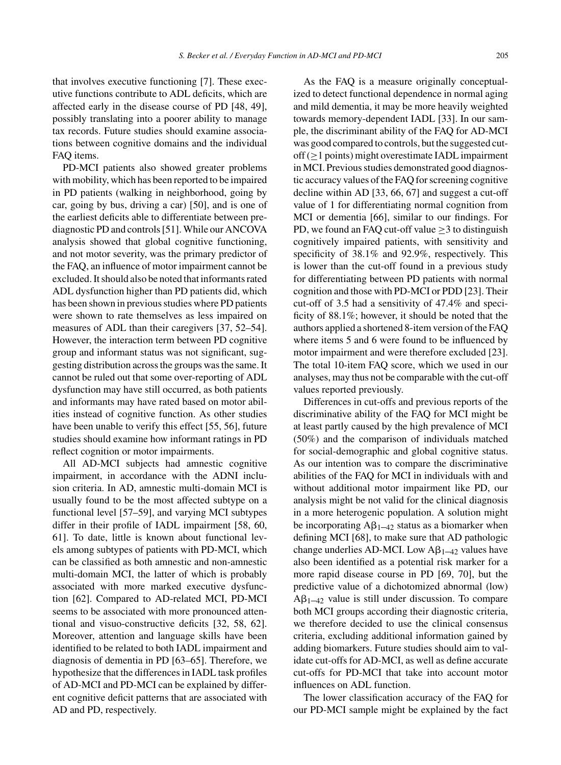that involves executive functioning [7]. These executive functions contribute to ADL deficits, which are affected early in the disease course of PD [48, 49], possibly translating into a poorer ability to manage tax records. Future studies should examine associations between cognitive domains and the individual FAQ items.

PD-MCI patients also showed greater problems with mobility, which has been reported to be impaired in PD patients (walking in neighborhood, going by car, going by bus, driving a car) [50], and is one of the earliest deficits able to differentiate between prediagnostic PD and controls [51]. While our ANCOVA analysis showed that global cognitive functioning, and not motor severity, was the primary predictor of the FAQ, an influence of motor impairment cannot be excluded. It should also be noted that informants rated ADL dysfunction higher than PD patients did, which has been shown in previous studies where PD patients were shown to rate themselves as less impaired on measures of ADL than their caregivers [37, 52–54]. However, the interaction term between PD cognitive group and informant status was not significant, suggesting distribution across the groups was the same. It cannot be ruled out that some over-reporting of ADL dysfunction may have still occurred, as both patients and informants may have rated based on motor abilities instead of cognitive function. As other studies have been unable to verify this effect [55, 56], future studies should examine how informant ratings in PD reflect cognition or motor impairments.

All AD-MCI subjects had amnestic cognitive impairment, in accordance with the ADNI inclusion criteria. In AD, amnestic multi-domain MCI is usually found to be the most affected subtype on a functional level [57–59], and varying MCI subtypes differ in their profile of IADL impairment [58, 60, 61]. To date, little is known about functional levels among subtypes of patients with PD-MCI, which can be classified as both amnestic and non-amnestic multi-domain MCI, the latter of which is probably associated with more marked executive dysfunction [62]. Compared to AD-related MCI, PD-MCI seems to be associated with more pronounced attentional and visuo-constructive deficits [32, 58, 62]. Moreover, attention and language skills have been identified to be related to both IADL impairment and diagnosis of dementia in PD [63–65]. Therefore, we hypothesize that the differences in IADL task profiles of AD-MCI and PD-MCI can be explained by different cognitive deficit patterns that are associated with AD and PD, respectively.

As the FAQ is a measure originally conceptualized to detect functional dependence in normal aging and mild dementia, it may be more heavily weighted towards memory-dependent IADL [33]. In our sample, the discriminant ability of the FAQ for AD-MCI was good compared to controls, but the suggested cut-off ($\geq$1 points) might overestimate IADL impairment in MCI. Previous studies demonstrated good diagnostic accuracy values of the FAQ for screening cognitive decline within AD [33, 66, 67] and suggest a cut-off value of 1 for differentiating normal cognition from MCI or dementia [66], similar to our findings. For PD, we found an FAQ cut-off value $\geq$3 to distinguish cognitively impaired patients, with sensitivity and specificity of 38.1% and 92.9%, respectively. This is lower than the cut-off found in a previous study for differentiating between PD patients with normal cognition and those with PD-MCI or PDD [23]. Their cut-off of 3.5 had a sensitivity of 47.4% and specificity of 88.1%; however, it should be noted that the authors applied a shortened 8-item version of the FAQ where items 5 and 6 were found to be influenced by motor impairment and were therefore excluded [23]. The total 10-item FAQ score, which we used in our analyses, may thus not be comparable with the cut-off values reported previously.

Differences in cut-offs and previous reports of the discriminative ability of the FAQ for MCI might be at least partly caused by the high prevalence of MCI (50%) and the comparison of individuals matched for social-demographic and global cognitive status. As our intention was to compare the discriminative abilities of the FAQ for MCI in individuals with and without additional motor impairment like PD, our analysis might be not valid for the clinical diagnosis in a more heterogenic population. A solution might be incorporating $A\beta_{1-42}$ status as a biomarker when defining MCI [68], to make sure that AD pathologic change underlies AD-MCI. Low $A\beta_{1-42}$ values have also been identified as a potential risk marker for a more rapid disease course in PD [69, 70], but the predictive value of a dichotomized abnormal (low) $A\beta_{1-42}$ value is still under discussion. To compare both MCI groups according their diagnostic criteria, we therefore decided to use the clinical consensus criteria, excluding additional information gained by adding biomarkers. Future studies should aim to validate cut-offs for AD-MCI, as well as define accurate cut-offs for PD-MCI that take into account motor influences on ADL function.

The lower classification accuracy of the FAQ for our PD-MCI sample might be explained by the fact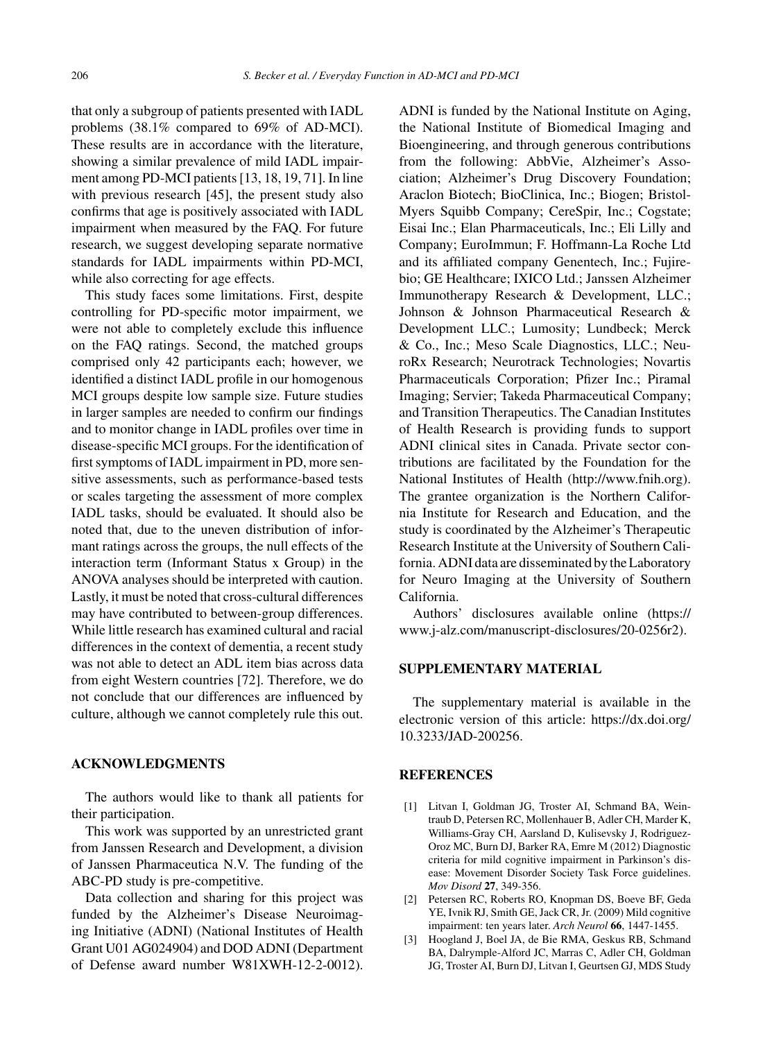that only a subgroup of patients presented with IADL problems (38.1% compared to 69% of AD-MCI). These results are in accordance with the literature, showing a similar prevalence of mild IADL impairment among PD-MCI patients [13, 18, 19, 71]. In line with previous research [45], the present study also confirms that age is positively associated with IADL impairment when measured by the FAQ. For future research, we suggest developing separate normative standards for IADL impairments within PD-MCI, while also correcting for age effects.

This study faces some limitations. First, despite controlling for PD-specific motor impairment, we were not able to completely exclude this influence on the FAQ ratings. Second, the matched groups comprised only 42 participants each; however, we identified a distinct IADL profile in our homogenous MCI groups despite low sample size. Future studies in larger samples are needed to confirm our findings and to monitor change in IADL profiles over time in disease-specific MCI groups. For the identification of first symptoms of IADL impairment in PD, more sensitive assessments, such as performance-based tests or scales targeting the assessment of more complex IADL tasks, should be evaluated. It should also be noted that, due to the uneven distribution of informant ratings across the groups, the null effects of the interaction term (Informant Status x Group) in the ANOVA analyses should be interpreted with caution. Lastly, it must be noted that cross-cultural differences may have contributed to between-group differences. While little research has examined cultural and racial differences in the context of dementia, a recent study was not able to detect an ADL item bias across data from eight Western countries [72]. Therefore, we do not conclude that our differences are influenced by culture, although we cannot completely rule this out.

## ACKNOWLEDGMENTS

The authors would like to thank all patients for their participation.

This work was supported by an unrestricted grant from Janssen Research and Development, a division of Janssen Pharmaceutica N.V. The funding of the ABC-PD study is pre-competitive.

Data collection and sharing for this project was funded by the Alzheimer's Disease Neuroimaging Initiative (ADNI) (National Institutes of Health Grant U01 AG024904) and DOD ADNI (Department of Defense award number W81XWH-12-2-0012). ADNI is funded by the National Institute on Aging, the National Institute of Biomedical Imaging and Bioengineering, and through generous contributions from the following: AbbVie, Alzheimer's Association; Alzheimer's Drug Discovery Foundation; Araclon Biotech; BioClinica, Inc.; Biogen; Bristol-Myers Squibb Company; CereSpir, Inc.; Cogstate; Eisai Inc.; Elan Pharmaceuticals, Inc.; Eli Lilly and Company; EuroImmun; F. Hoffmann-La Roche Ltd and its affiliated company Genentech, Inc.; Fujirebio; GE Healthcare; IXICO Ltd.; Janssen Alzheimer Immunotherapy Research & Development, LLC.; Johnson & Johnson Pharmaceutical Research & Development LLC.; Lumosity; Lundbeck; Merck & Co., Inc.; Meso Scale Diagnostics, LLC.; NeuroRx Research; Neurotrack Technologies; Novartis Pharmaceuticals Corporation; Pfizer Inc.; Piramal Imaging; Servier; Takeda Pharmaceutical Company; and Transition Therapeutics. The Canadian Institutes of Health Research is providing funds to support ADNI clinical sites in Canada. Private sector contributions are facilitated by the Foundation for the National Institutes of Health (http://www.fnih.org). The grantee organization is the Northern California Institute for Research and Education, and the study is coordinated by the Alzheimer's Therapeutic Research Institute at the University of Southern California. ADNI data are disseminated by the Laboratory for Neuro Imaging at the University of Southern California.

Authors' disclosures available online (https://www.j-alz.com/manuscript-disclosures/20-0256r2).

## SUPPLEMENTARY MATERIAL

The supplementary material is available in the electronic version of this article: https://dx.doi.org/10.3233/JAD-200256.

## REFERENCES

[1] Litvan I, Goldman JG, Troster AI, Schmand BA, Weintraub D, Petersen RC, Mollenhauer B, Adler CH, Marder K, Williams-Gray CH, Aarsland D, Kulisevsky J, Rodriguez-Oroz MC, Burn DJ, Barker RA, Emre M (2012) Diagnostic criteria for mild cognitive impairment in Parkinson's disease: Movement Disorder Society Task Force guidelines. *Mov Disord* **27**, 349-356.

[2] Petersen RC, Roberts RO, Knopman DS, Boeve BF, Geda YE, Ivnik RJ, Smith GE, Jack CR, Jr. (2009) Mild cognitive impairment: ten years later. *Arch Neurol* **66**, 1447-1455.

[3] Hoogland J, Boel JA, de Bie RMA, Geskus RB, Schmand BA, Dalrymple-Alford JC, Marras C, Adler CH, Goldman JG, Troster AI, Burn DJ, Litvan I, Geurtsen GJ, MDS Study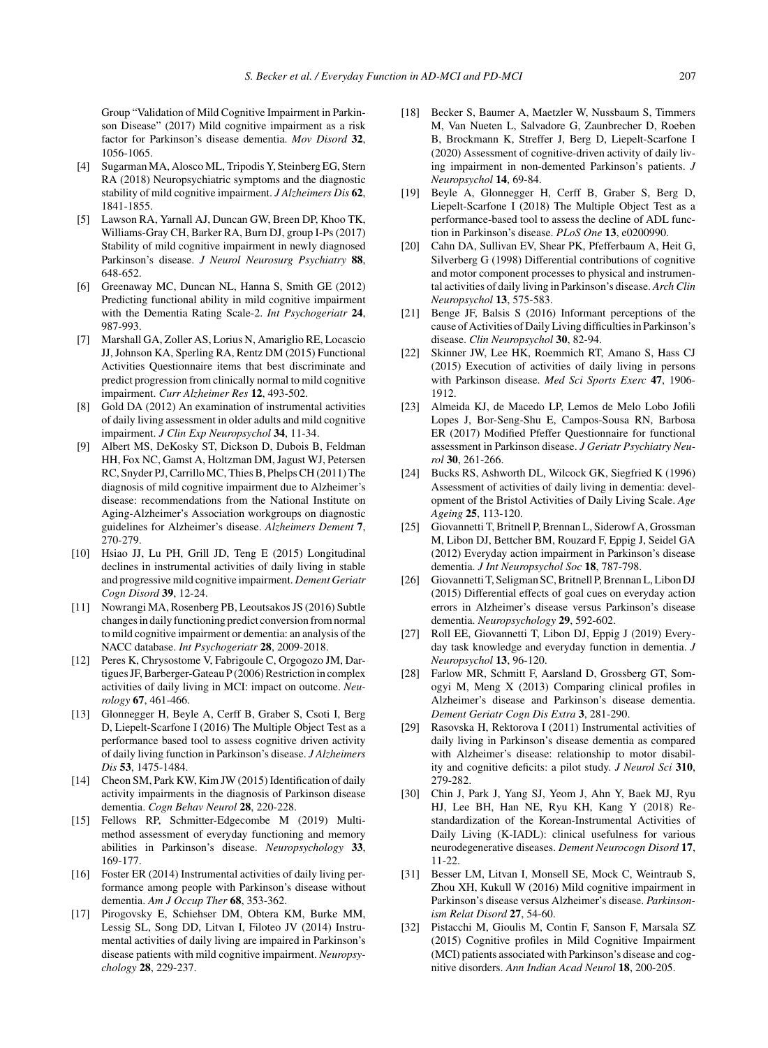Group "Validation of Mild Cognitive Impairment in Parkinson Disease" (2017) Mild cognitive impairment as a risk factor for Parkinson's disease dementia. *Mov Disord* **32**, 1056-1065.

[4] Sugarman MA, Alosco ML, Tripodis Y, Steinberg EG, Stern RA (2018) Neuropsychiatric symptoms and the diagnostic stability of mild cognitive impairment. *J Alzheimers Dis* **62**, 1841-1855.

[5] Lawson RA, Yarnall AJ, Duncan GW, Breen DP, Khoo TK, Williams-Gray CH, Barker RA, Burn DJ, group I-Ps (2017) Stability of mild cognitive impairment in newly diagnosed Parkinson's disease. *J Neurol Neurosurg Psychiatry* **88**, 648-652.

[6] Greenaway MC, Duncan NL, Hanna S, Smith GE (2012) Predicting functional ability in mild cognitive impairment with the Dementia Rating Scale-2. *Int Psychogeriatr* **24**, 987-993.

[7] Marshall GA, Zoller AS, Lorius N, Amariglio RE, Locascio JJ, Johnson KA, Sperling RA, Rentz DM (2015) Functional Activities Questionnaire items that best discriminate and predict progression from clinically normal to mild cognitive impairment. *Curr Alzheimer Res* **12**, 493-502.

[8] Gold DA (2012) An examination of instrumental activities of daily living assessment in older adults and mild cognitive impairment. *J Clin Exp Neuropsychol* **34**, 11-34.

[9] Albert MS, DeKosky ST, Dickson D, Dubois B, Feldman HH, Fox NC, Gamst A, Holtzman DM, Jagust WJ, Petersen RC, Snyder PJ, Carrillo MC, Thies B, Phelps CH (2011) The diagnosis of mild cognitive impairment due to Alzheimer's disease: recommendations from the National Institute on Aging-Alzheimer's Association workgroups on diagnostic guidelines for Alzheimer's disease. *Alzheimers Dement* **7**, 270-279.

[10] Hsiao JJ, Lu PH, Grill JD, Teng E (2015) Longitudinal declines in instrumental activities of daily living in stable and progressive mild cognitive impairment. *Dement Geriatr Cogn Disord* **39**, 12-24.

[11] Nowrangi MA, Rosenberg PB, Leoutsakos JS (2016) Subtle changes in daily functioning predict conversion from normal to mild cognitive impairment or dementia: an analysis of the NACC database. *Int Psychogeriatr* **28**, 2009-2018.

[12] Peres K, Chrysostome V, Fabrigoule C, Orgogozo JM, Dartigues JF, Barberger-Gateau P (2006) Restriction in complex activities of daily living in MCI: impact on outcome. *Neurology* **67**, 461-466.

[13] Glonnegger H, Beyle A, Cerff B, Graber S, Csoti I, Berg D, Liepelt-Scarfone I (2016) The Multiple Object Test as a performance based tool to assess cognitive driven activity of daily living function in Parkinson's disease. *J Alzheimers Dis* **53**, 1475-1484.

[14] Cheon SM, Park KW, Kim JW (2015) Identification of daily activity impairments in the diagnosis of Parkinson disease dementia. *Cogn Behav Neurol* **28**, 220-228.

[15] Fellows RP, Schmitter-Edgecombe M (2019) Multimethod assessment of everyday functioning and memory abilities in Parkinson's disease. *Neuropsychology* **33**, 169-177.

[16] Foster ER (2014) Instrumental activities of daily living performance among people with Parkinson's disease without dementia. *Am J Occup Ther* **68**, 353-362.

[17] Pirogovsky E, Schiehser DM, Obtera KM, Burke MM, Lessig SL, Song DD, Litvan I, Filoteo JV (2014) Instrumental activities of daily living are impaired in Parkinson's disease patients with mild cognitive impairment. *Neuropsychology* **28**, 229-237.

[18] Becker S, Baumer A, Maetzler W, Nussbaum S, Timmers M, Van Nueten L, Salvadore G, Zaunbrecher D, Roeben B, Brockmann K, Streffer J, Berg D, Liepelt-Scarfone I (2020) Assessment of cognitive-driven activity of daily living impairment in non-demented Parkinson's patients. *J Neuropsychol* **14**, 69-84.

[19] Beyle A, Glonnegger H, Cerff B, Graber S, Berg D, Liepelt-Scarfone I (2018) The Multiple Object Test as a performance-based tool to assess the decline of ADL function in Parkinson's disease. *PLoS One* **13**, e0200990.

[20] Cahn DA, Sullivan EV, Shear PK, Pfefferbaum A, Heit G, Silverberg G (1998) Differential contributions of cognitive and motor component processes to physical and instrumental activities of daily living in Parkinson's disease. *Arch Clin Neuropsychol* **13**, 575-583.

[21] Benge JF, Balsis S (2016) Informant perceptions of the cause of Activities of Daily Living difficulties in Parkinson's disease. *Clin Neuropsychol* **30**, 82-94.

[22] Skinner JW, Lee HK, Roemmich RT, Amano S, Hass CJ (2015) Execution of activities of daily living in persons with Parkinson disease. *Med Sci Sports Exerc* **47**, 1906-1912.

[23] Almeida KJ, de Macedo LP, Lemos de Melo Lobo Jofili Lopes J, Bor-Seng-Shu E, Campos-Sousa RN, Barbosa ER (2017) Modified Pfeffer Questionnaire for functional assessment in Parkinson disease. *J Geriatr Psychiatry Neurol* **30**, 261-266.

[24] Bucks RS, Ashworth DL, Wilcock GK, Siegfried K (1996) Assessment of activities of daily living in dementia: development of the Bristol Activities of Daily Living Scale. *Age Ageing* **25**, 113-120.

[25] Giovannetti T, Britnell P, Brennan L, Siderowf A, Grossman M, Libon DJ, Bettcher BM, Rouzard F, Eppig J, Seidel GA (2012) Everyday action impairment in Parkinson's disease dementia. *J Int Neuropsychol Soc* **18**, 787-798.

[26] Giovannetti T, Seligman SC, Britnell P, Brennan L, Libon DJ (2015) Differential effects of goal cues on everyday action errors in Alzheimer's disease versus Parkinson's disease dementia. *Neuropsychology* **29**, 592-602.

[27] Roll EE, Giovannetti T, Libon DJ, Eppig J (2019) Everyday task knowledge and everyday function in dementia. *J Neuropsychol* **13**, 96-120.

[28] Farlow MR, Schmitt F, Aarsland D, Grossberg GT, Somogyi M, Meng X (2013) Comparing clinical profiles in Alzheimer's disease and Parkinson's disease dementia. *Dement Geriatr Cogn Dis Extra* **3**, 281-290.

[29] Rasovska H, Rektorova I (2011) Instrumental activities of daily living in Parkinson's disease dementia as compared with Alzheimer's disease: relationship to motor disability and cognitive deficits: a pilot study. *J Neurol Sci* **310**, 279-282.

[30] Chin J, Park J, Yang SJ, Yeom J, Ahn Y, Baek MJ, Ryu HJ, Lee BH, Han NE, Ryu KH, Kang Y (2018) Re-standardization of the Korean-Instrumental Activities of Daily Living (K-IADL): clinical usefulness for various neurodegenerative diseases. *Dement Neurocogn Disord* **17**, 11-22.

[31] Besser LM, Litvan I, Monsell SE, Mock C, Weintraub S, Zhou XH, Kukull W (2016) Mild cognitive impairment in Parkinson's disease versus Alzheimer's disease. *Parkinsonism Relat Disord* **27**, 54-60.

[32] Pistacchi M, Gioulis M, Contin F, Sanson F, Marsala SZ (2015) Cognitive profiles in Mild Cognitive Impairment (MCI) patients associated with Parkinson's disease and cognitive disorders. *Ann Indian Acad Neurol* **18**, 200-205.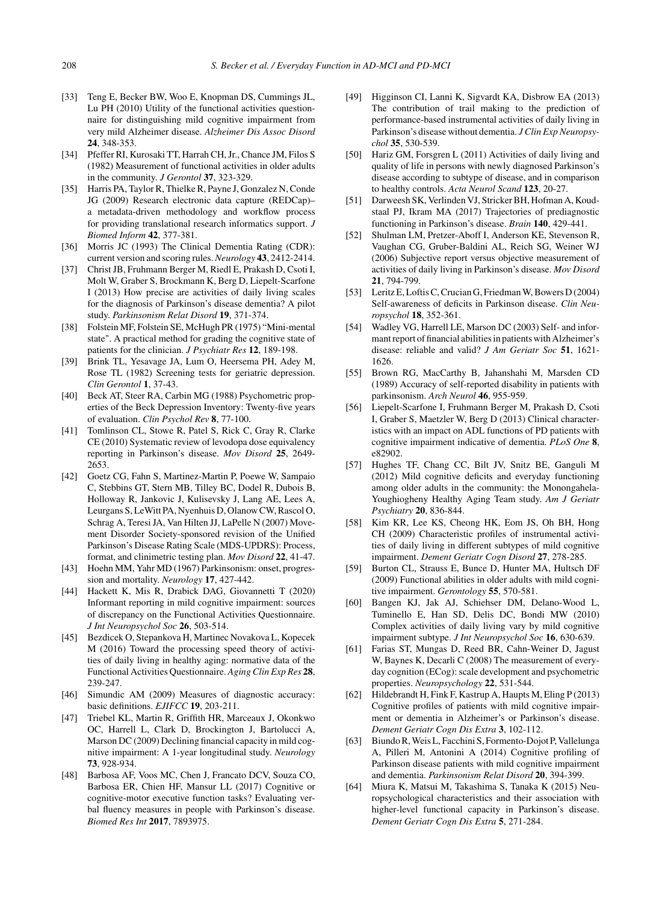[33] Teng E, Becker BW, Woo E, Knopman DS, Cummings JL, Lu PH (2010) Utility of the functional activities questionnaire for distinguishing mild cognitive impairment from very mild Alzheimer disease. *Alzheimer Dis Assoc Disord* **24**, 348-353.

[34] Pfeffer RI, Kurosaki TT, Harrah CH, Jr., Chance JM, Filos S (1982) Measurement of functional activities in older adults in the community. *J Gerontol* **37**, 323-329.

[35] Harris PA, Taylor R, Thielke R, Payne J, Gonzalez N, Conde JG (2009) Research electronic data capture (REDCap)– a metadata-driven methodology and workflow process for providing translational research informatics support. *J Biomed Inform* **42**, 377-381.

[36] Morris JC (1993) The Clinical Dementia Rating (CDR): current version and scoring rules. *Neurology* **43**, 2412-2414.

[37] Christ JB, Fruhmann Berger M, Riedl E, Prakash D, Csoti I, Molt W, Graber S, Brockmann K, Berg D, Liepelt-Scarfone I (2013) How precise are activities of daily living scales for the diagnosis of Parkinson's disease dementia? A pilot study. *Parkinsonism Relat Disord* **19**, 371-374.

[38] Folstein MF, Folstein SE, McHugh PR (1975) "Mini-mental state". A practical method for grading the cognitive state of patients for the clinician. *J Psychiatr Res* **12**, 189-198.

[39] Brink TL, Yesavage JA, Lum O, Heersema PH, Adey M, Rose TL (1982) Screening tests for geriatric depression. *Clin Gerontol* **1**, 37-43.

[40] Beck AT, Steer RA, Carbin MG (1988) Psychometric properties of the Beck Depression Inventory: Twenty-five years of evaluation. *Clin Psychol Rev* **8**, 77-100.

[41] Tomlinson CL, Stowe R, Patel S, Rick C, Gray R, Clarke CE (2010) Systematic review of levodopa dose equivalency reporting in Parkinson's disease. *Mov Disord* **25**, 2649-2653.

[42] Goetz CG, Fahn S, Martinez-Martin P, Poewe W, Sampaio C, Stebbins GT, Stern MB, Tilley BC, Dodel R, Dubois B, Holloway R, Jankovic J, Kulisevsky J, Lang AE, Lees A, Leurgans S, LeWitt PA, Nyenhuis D, Olanow CW, Rascol O, Schrag A, Teresi JA, Van Hilten JJ, LaPelle N (2007) Movement Disorder Society-sponsored revision of the Unified Parkinson's Disease Rating Scale (MDS-UPDRS): Process, format, and clinimetric testing plan. *Mov Disord* **22**, 41-47.

[43] Hoehn MM, Yahr MD (1967) Parkinsonism: onset, progression and mortality. *Neurology* **17**, 427-442.

[44] Hackett K, Mis R, Drabick DAG, Giovannetti T (2020) Informant reporting in mild cognitive impairment: sources of discrepancy on the Functional Activities Questionnaire. *J Int Neuropsychol Soc* **26**, 503-514.

[45] Bezdicek O, Stepankova H, Martinec Novakova L, Kopecek M (2016) Toward the processing speed theory of activities of daily living in healthy aging: normative data of the Functional Activities Questionnaire. *Aging Clin Exp Res* **28**, 239-247.

[46] Simundic AM (2009) Measures of diagnostic accuracy: basic definitions. *EJIFCC* **19**, 203-211.

[47] Triebel KL, Martin R, Griffith HR, Marceaux J, Okonkwo OC, Harrell L, Clark D, Brockington J, Bartolucci A, Marson DC (2009) Declining financial capacity in mild cognitive impairment: A 1-year longitudinal study. *Neurology* **73**, 928-934.

[48] Barbosa AF, Voos MC, Chen J, Francato DCV, Souza CO, Barbosa ER, Chien HF, Mansur LL (2017) Cognitive or cognitive-motor executive function tasks? Evaluating verbal fluency measures in people with Parkinson's disease. *Biomed Res Int* **2017**, 7893975.

[49] Higginson CI, Lanni K, Sigvardt KA, Disbrow EA (2013) The contribution of trail making to the prediction of performance-based instrumental activities of daily living in Parkinson's disease without dementia. *J Clin Exp Neuropsychol* **35**, 530-539.

[50] Hariz GM, Forsgren L (2011) Activities of daily living and quality of life in persons with newly diagnosed Parkinson's disease according to subtype of disease, and in comparison to healthy controls. *Acta Neurol Scand* **123**, 20-27.

[51] Darweesh SK, Verlinden VJ, Stricker BH, Hofman A, Koudstaal PJ, Ikram MA (2017) Trajectories of prediagnostic functioning in Parkinson's disease. *Brain* **140**, 429-441.

[52] Shulman LM, Pretzer-Aboff I, Anderson KE, Stevenson R, Vaughan CG, Gruber-Baldini AL, Reich SG, Weiner WJ (2006) Subjective report versus objective measurement of activities of daily living in Parkinson's disease. *Mov Disord* **21**, 794-799.

[53] Leritz E, Loftis C, Crucian G, Friedman W, Bowers D (2004) Self-awareness of deficits in Parkinson disease. *Clin Neuropsychol* **18**, 352-361.

[54] Wadley VG, Harrell LE, Marson DC (2003) Self- and informant report of financial abilities in patients with Alzheimer's disease: reliable and valid? *J Am Geriatr Soc* **51**, 1621-1626.

[55] Brown RG, MacCarthy B, Jahanshahi M, Marsden CD (1989) Accuracy of self-reported disability in patients with parkinsonism. *Arch Neurol* **46**, 955-959.

[56] Liepelt-Scarfone I, Fruhmann Berger M, Prakash D, Csoti I, Graber S, Maetzler W, Berg D (2013) Clinical characteristics with an impact on ADL functions of PD patients with cognitive impairment indicative of dementia. *PLoS One* **8**, e82902.

[57] Hughes TF, Chang CC, Bilt JV, Snitz BE, Ganguli M (2012) Mild cognitive deficits and everyday functioning among older adults in the community: the Monongahela-Youghiogheny Healthy Aging Team study. *Am J Geriatr Psychiatry* **20**, 836-844.

[58] Kim KR, Lee KS, Cheong HK, Eom JS, Oh BH, Hong CH (2009) Characteristic profiles of instrumental activities of daily living in different subtypes of mild cognitive impairment. *Dement Geriatr Cogn Disord* **27**, 278-285.

[59] Burton CL, Strauss E, Bunce D, Hunter MA, Hultsch DF (2009) Functional abilities in older adults with mild cognitive impairment. *Gerontology* **55**, 570-581.

[60] Bangen KJ, Jak AJ, Schiehser DM, Delano-Wood L, Tuminello E, Han SD, Delis DC, Bondi MW (2010) Complex activities of daily living vary by mild cognitive impairment subtype. *J Int Neuropsychol Soc* **16**, 630-639.

[61] Farias ST, Mungas D, Reed BR, Cahn-Weiner D, Jagust W, Baynes K, Decarli C (2008) The measurement of everyday cognition (ECog): scale development and psychometric properties. *Neuropsychology* **22**, 531-544.

[62] Hildebrandt H, Fink F, Kastrup A, Haupts M, Eling P (2013) Cognitive profiles of patients with mild cognitive impairment or dementia in Alzheimer's or Parkinson's disease. *Dement Geriatr Cogn Dis Extra* **3**, 102-112.

[63] Biundo R, Weis L, Facchini S, Formento-Dojot P, Vallelunga A, Pilleri M, Antonini A (2014) Cognitive profiling of Parkinson disease patients with mild cognitive impairment and dementia. *Parkinsonism Relat Disord* **20**, 394-399.

[64] Miura K, Matsui M, Takashima S, Tanaka K (2015) Neuropsychological characteristics and their association with higher-level functional capacity in Parkinson's disease. *Dement Geriatr Cogn Dis Extra* **5**, 271-284.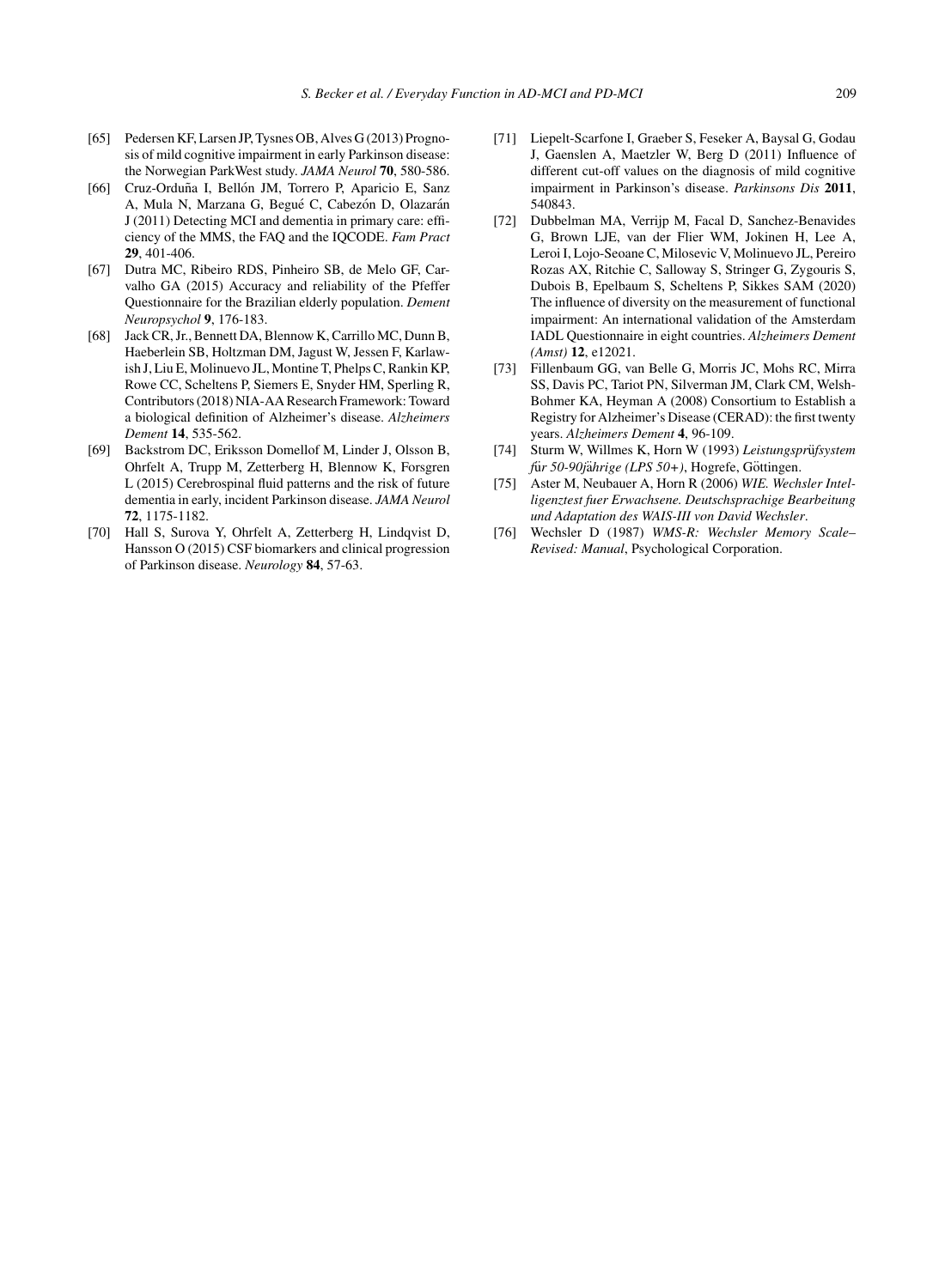[65] Pedersen KF, Larsen JP, Tysnes OB, Alves G (2013) Prognosis of mild cognitive impairment in early Parkinson disease: the Norwegian ParkWest study. *JAMA Neurol* **70**, 580-586.

[66] Cruz-Orduña I, Bellón JM, Torrero P, Aparicio E, Sanz A, Mula N, Marzana G, Begué C, Cabezón D, Olazarán J (2011) Detecting MCI and dementia in primary care: efficiency of the MMS, the FAQ and the IQCODE. *Fam Pract* **29**, 401-406.

[67] Dutra MC, Ribeiro RDS, Pinheiro SB, de Melo GF, Carvalho GA (2015) Accuracy and reliability of the Pfeffer Questionnaire for the Brazilian elderly population. *Dement Neuropsychol* **9**, 176-183.

[68] Jack CR, Jr., Bennett DA, Blennow K, Carrillo MC, Dunn B, Haeberlein SB, Holtzman DM, Jagust W, Jessen F, Karlawish J, Liu E, Molinuevo JL, Montine T, Phelps C, Rankin KP, Rowe CC, Scheltens P, Siemers E, Snyder HM, Sperling R, Contributors (2018) NIA-AA Research Framework: Toward a biological definition of Alzheimer's disease. *Alzheimers Dement* **14**, 535-562.

[69] Backstrom DC, Eriksson Domellof M, Linder J, Olsson B, Ohrfelt A, Trupp M, Zetterberg H, Blennow K, Forsgren L (2015) Cerebrospinal fluid patterns and the risk of future dementia in early, incident Parkinson disease. *JAMA Neurol* **72**, 1175-1182.

[70] Hall S, Surova Y, Ohrfelt A, Zetterberg H, Lindqvist D, Hansson O (2015) CSF biomarkers and clinical progression of Parkinson disease. *Neurology* **84**, 57-63.

[71] Liepelt-Scarfone I, Graeber S, Feseker A, Baysal G, Godau J, Gaenslen A, Maetzler W, Berg D (2011) Influence of different cut-off values on the diagnosis of mild cognitive impairment in Parkinson's disease. *Parkinsons Dis* **2011**, 540843.

[72] Dubbelman MA, Verrijp M, Facal D, Sanchez-Benavides G, Brown LJE, van der Flier WM, Jokinen H, Lee A, Leroi I, Lojo-Seoane C, Milosevic V, Molinuevo JL, Pereiro Rozas AX, Ritchie C, Salloway S, Stringer G, Zygouris S, Dubois B, Epelbaum S, Scheltens P, Sikkes SAM (2020) The influence of diversity on the measurement of functional impairment: An international validation of the Amsterdam IADL Questionnaire in eight countries. *Alzheimers Dement (Amst)* **12**, e12021.

[73] Fillenbaum GG, van Belle G, Morris JC, Mohs RC, Mirra SS, Davis PC, Tariot PN, Silverman JM, Clark CM, Welsh-Bohmer KA, Heyman A (2008) Consortium to Establish a Registry for Alzheimer's Disease (CERAD): the first twenty years. *Alzheimers Dement* **4**, 96-109.

[74] Sturm W, Willmes K, Horn W (1993) *Leistungsprüfsystem für 50-90jährige (LPS 50+)*, Hogrefe, Göttingen.

[75] Aster M, Neubauer A, Horn R (2006) *WIE. Wechsler Intelligenztest fuer Erwachsene. Deutschsprachige Bearbeitung und Adaptation des WAIS-III von David Wechsler*.

[76] Wechsler D (1987) *WMS-R: Wechsler Memory Scale–Revised: Manual*, Psychological Corporation.